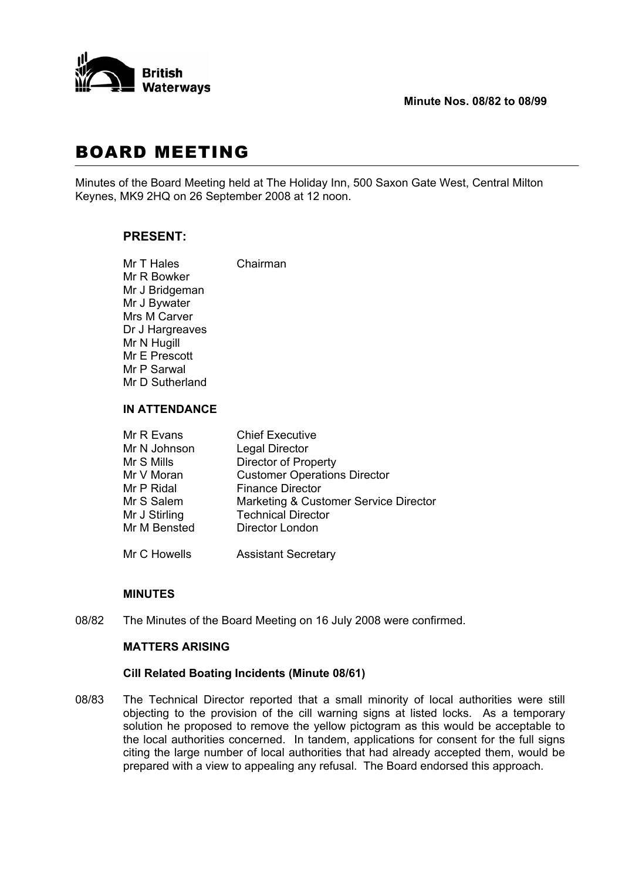British Waterways

**Minute Nos. 08/82 to 08/99**

# BOARD MEETING

Minutes of the Board Meeting held at The Holiday Inn, 500 Saxon Gate West, Central Milton Keynes, MK9 2HQ on 26 September 2008 at 12 noon.

## PRESENT:

| | |
|---|---|
| Mr T Hales | Chairman |
| Mr R Bowker | |
| Mr J Bridgeman | |
| Mr J Bywater | |
| Mrs M Carver | |
| Dr J Hargreaves | |
| Mr N Hugill | |
| Mr E Prescott | |
| Mr P Sarwal | |
| Mr D Sutherland | |

## IN ATTENDANCE

| | |
|---|---|
| Mr R Evans | Chief Executive |
| Mr N Johnson | Legal Director |
| Mr S Mills | Director of Property |
| Mr V Moran | Customer Operations Director |
| Mr P Ridal | Finance Director |
| Mr S Salem | Marketing & Customer Service Director |
| Mr J Stirling | Technical Director |
| Mr M Bensted | Director London |
| Mr C Howells | Assistant Secretary |

**MINUTES**

08/82 The Minutes of the Board Meeting on 16 July 2008 were confirmed.

**MATTERS ARISING**

**Cill Related Boating Incidents (Minute 08/61)**

08/83 The Technical Director reported that a small minority of local authorities were still objecting to the provision of the cill warning signs at listed locks. As a temporary solution he proposed to remove the yellow pictogram as this would be acceptable to the local authorities concerned. In tandem, applications for consent for the full signs citing the large number of local authorities that had already accepted them, would be prepared with a view to appealing any refusal. The Board endorsed this approach.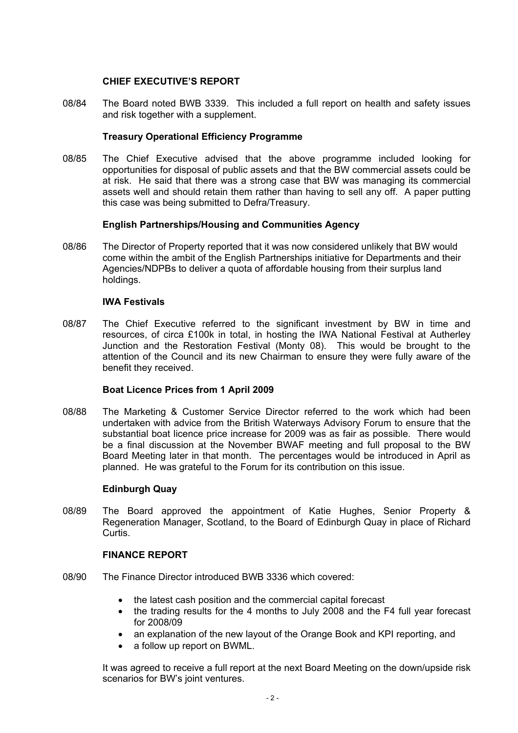## CHIEF EXECUTIVE'S REPORT

08/84 The Board noted BWB 3339. This included a full report on health and safety issues and risk together with a supplement.

### Treasury Operational Efficiency Programme

08/85 The Chief Executive advised that the above programme included looking for opportunities for disposal of public assets and that the BW commercial assets could be at risk. He said that there was a strong case that BW was managing its commercial assets well and should retain them rather than having to sell any off. A paper putting this case was being submitted to Defra/Treasury.

### English Partnerships/Housing and Communities Agency

08/86 The Director of Property reported that it was now considered unlikely that BW would come within the ambit of the English Partnerships initiative for Departments and their Agencies/NDPBs to deliver a quota of affordable housing from their surplus land holdings.

### IWA Festivals

08/87 The Chief Executive referred to the significant investment by BW in time and resources, of circa £100k in total, in hosting the IWA National Festival at Autherley Junction and the Restoration Festival (Monty 08). This would be brought to the attention of the Council and its new Chairman to ensure they were fully aware of the benefit they received.

### Boat Licence Prices from 1 April 2009

08/88 The Marketing & Customer Service Director referred to the work which had been undertaken with advice from the British Waterways Advisory Forum to ensure that the substantial boat licence price increase for 2009 was as fair as possible. There would be a final discussion at the November BWAF meeting and full proposal to the BW Board Meeting later in that month. The percentages would be introduced in April as planned. He was grateful to the Forum for its contribution on this issue.

### Edinburgh Quay

08/89 The Board approved the appointment of Katie Hughes, Senior Property & Regeneration Manager, Scotland, to the Board of Edinburgh Quay in place of Richard Curtis.

## FINANCE REPORT

08/90 The Finance Director introduced BWB 3336 which covered:

- the latest cash position and the commercial capital forecast
- the trading results for the 4 months to July 2008 and the F4 full year forecast for 2008/09
- an explanation of the new layout of the Orange Book and KPI reporting, and
- a follow up report on BWML.

It was agreed to receive a full report at the next Board Meeting on the down/upside risk scenarios for BW's joint ventures.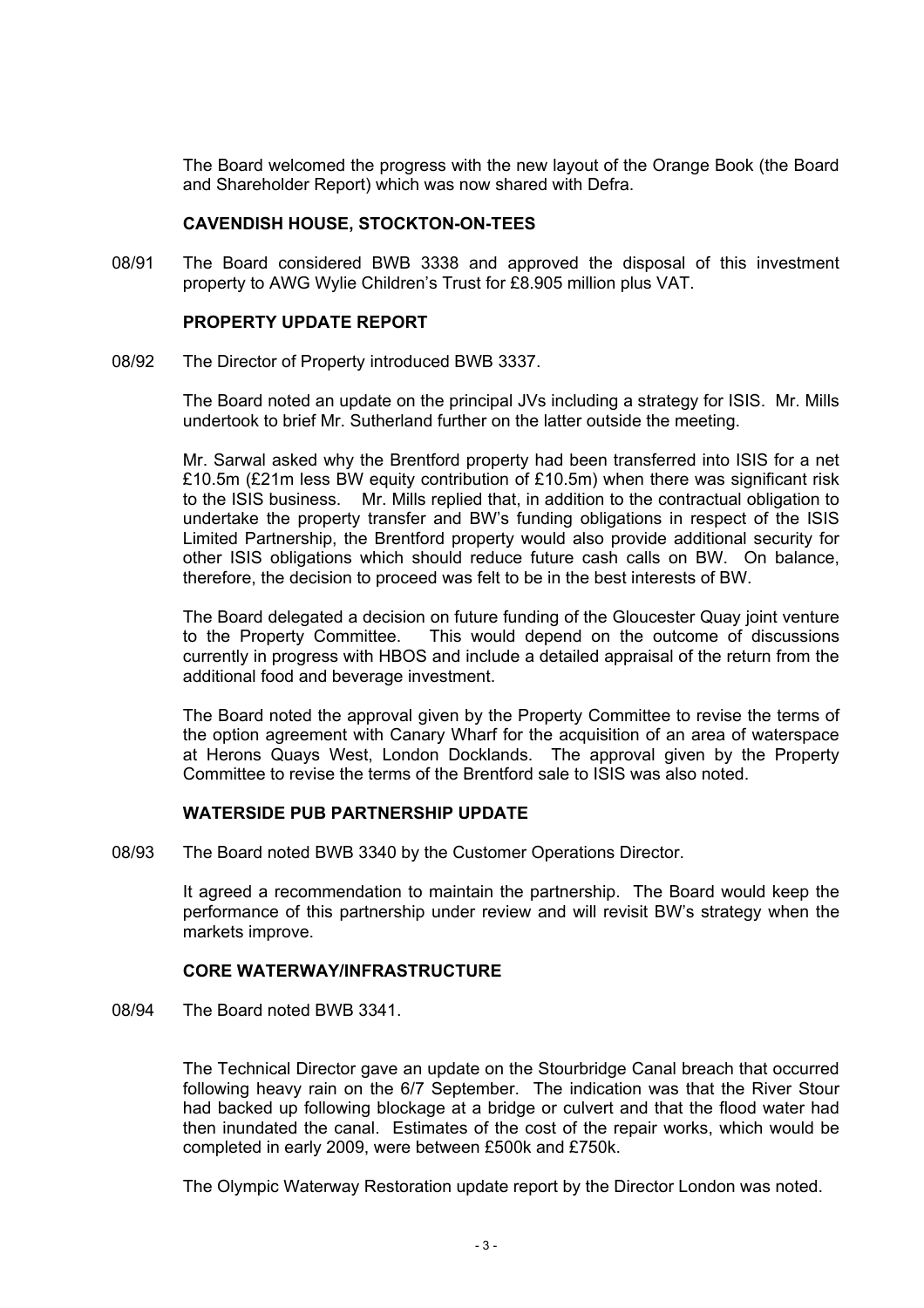The Board welcomed the progress with the new layout of the Orange Book (the Board and Shareholder Report) which was now shared with Defra.

**CAVENDISH HOUSE, STOCKTON-ON-TEES**

08/91 The Board considered BWB 3338 and approved the disposal of this investment property to AWG Wylie Children's Trust for £8.905 million plus VAT.

**PROPERTY UPDATE REPORT**

08/92 The Director of Property introduced BWB 3337.

The Board noted an update on the principal JVs including a strategy for ISIS. Mr. Mills undertook to brief Mr. Sutherland further on the latter outside the meeting.

Mr. Sarwal asked why the Brentford property had been transferred into ISIS for a net £10.5m (£21m less BW equity contribution of £10.5m) when there was significant risk to the ISIS business. Mr. Mills replied that, in addition to the contractual obligation to undertake the property transfer and BW's funding obligations in respect of the ISIS Limited Partnership, the Brentford property would also provide additional security for other ISIS obligations which should reduce future cash calls on BW. On balance, therefore, the decision to proceed was felt to be in the best interests of BW.

The Board delegated a decision on future funding of the Gloucester Quay joint venture to the Property Committee. This would depend on the outcome of discussions currently in progress with HBOS and include a detailed appraisal of the return from the additional food and beverage investment.

The Board noted the approval given by the Property Committee to revise the terms of the option agreement with Canary Wharf for the acquisition of an area of waterspace at Herons Quays West, London Docklands. The approval given by the Property Committee to revise the terms of the Brentford sale to ISIS was also noted.

**WATERSIDE PUB PARTNERSHIP UPDATE**

08/93 The Board noted BWB 3340 by the Customer Operations Director.

It agreed a recommendation to maintain the partnership. The Board would keep the performance of this partnership under review and will revisit BW's strategy when the markets improve.

**CORE WATERWAY/INFRASTRUCTURE**

08/94 The Board noted BWB 3341.

The Technical Director gave an update on the Stourbridge Canal breach that occurred following heavy rain on the 6/7 September. The indication was that the River Stour had backed up following blockage at a bridge or culvert and that the flood water had then inundated the canal. Estimates of the cost of the repair works, which would be completed in early 2009, were between £500k and £750k.

The Olympic Waterway Restoration update report by the Director London was noted.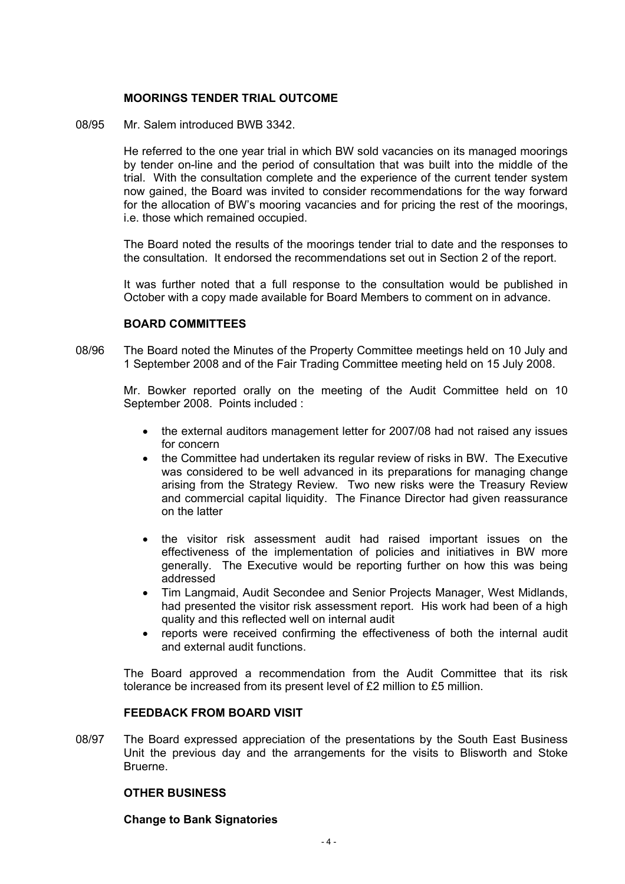### MOORINGS TENDER TRIAL OUTCOME

08/95 Mr. Salem introduced BWB 3342.

He referred to the one year trial in which BW sold vacancies on its managed moorings by tender on-line and the period of consultation that was built into the middle of the trial. With the consultation complete and the experience of the current tender system now gained, the Board was invited to consider recommendations for the way forward for the allocation of BW's mooring vacancies and for pricing the rest of the moorings, i.e. those which remained occupied.

The Board noted the results of the moorings tender trial to date and the responses to the consultation. It endorsed the recommendations set out in Section 2 of the report.

It was further noted that a full response to the consultation would be published in October with a copy made available for Board Members to comment on in advance.

### BOARD COMMITTEES

08/96 The Board noted the Minutes of the Property Committee meetings held on 10 July and 1 September 2008 and of the Fair Trading Committee meeting held on 15 July 2008.

Mr. Bowker reported orally on the meeting of the Audit Committee held on 10 September 2008. Points included :

- the external auditors management letter for 2007/08 had not raised any issues for concern
- the Committee had undertaken its regular review of risks in BW. The Executive was considered to be well advanced in its preparations for managing change arising from the Strategy Review. Two new risks were the Treasury Review and commercial capital liquidity. The Finance Director had given reassurance on the latter
- the visitor risk assessment audit had raised important issues on the effectiveness of the implementation of policies and initiatives in BW more generally. The Executive would be reporting further on how this was being addressed
- Tim Langmaid, Audit Secondee and Senior Projects Manager, West Midlands, had presented the visitor risk assessment report. His work had been of a high quality and this reflected well on internal audit
- reports were received confirming the effectiveness of both the internal audit and external audit functions.

The Board approved a recommendation from the Audit Committee that its risk tolerance be increased from its present level of £2 million to £5 million.

### FEEDBACK FROM BOARD VISIT

08/97 The Board expressed appreciation of the presentations by the South East Business Unit the previous day and the arrangements for the visits to Blisworth and Stoke Bruerne.

### OTHER BUSINESS

#### Change to Bank Signatories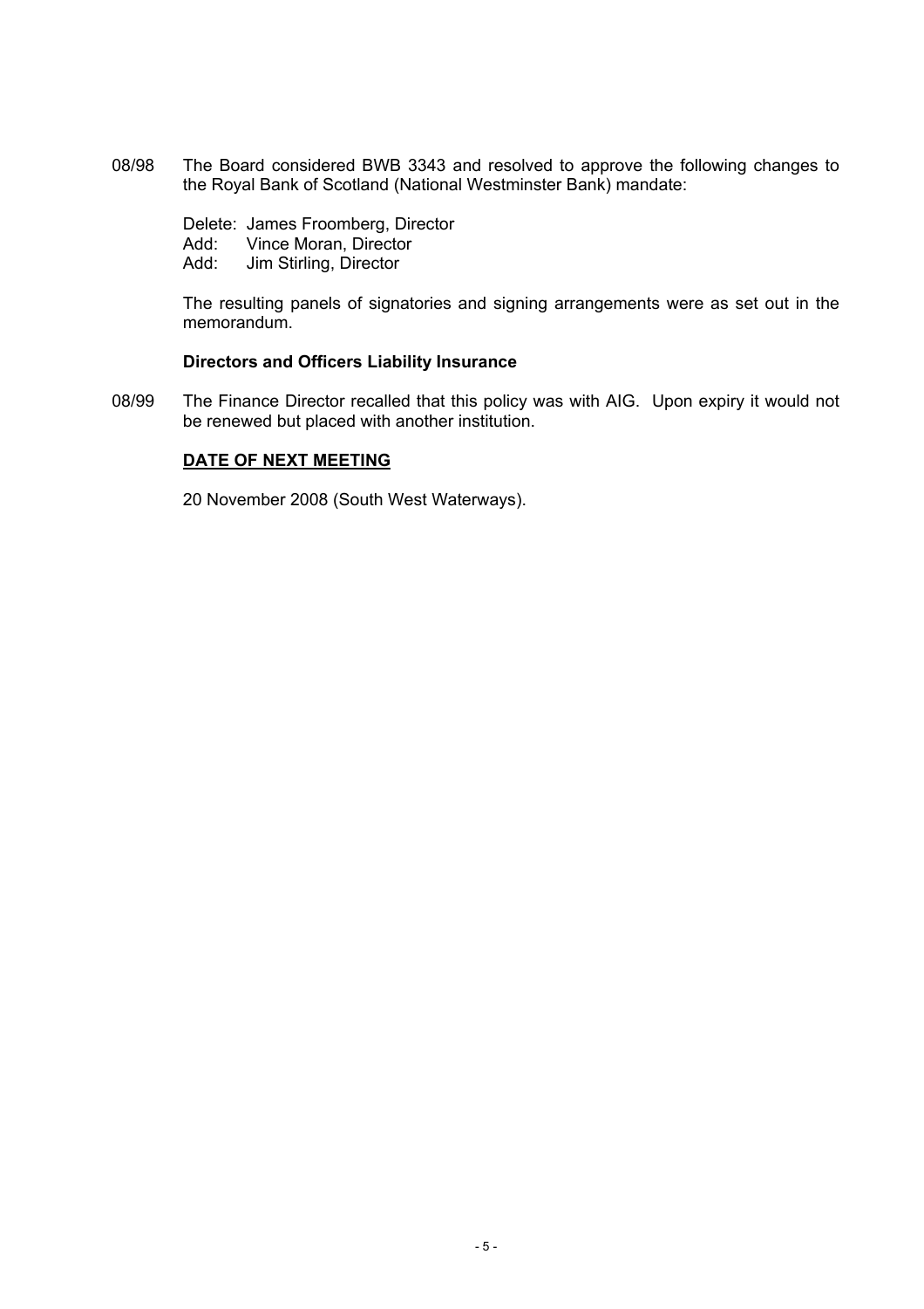08/98 The Board considered BWB 3343 and resolved to approve the following changes to the Royal Bank of Scotland (National Westminster Bank) mandate:

Delete: James Froomberg, Director
Add: Vince Moran, Director
Add: Jim Stirling, Director

The resulting panels of signatories and signing arrangements were as set out in the memorandum.

**Directors and Officers Liability Insurance**

08/99 The Finance Director recalled that this policy was with AIG. Upon expiry it would not be renewed but placed with another institution.

**DATE OF NEXT MEETING**

20 November 2008 (South West Waterways).